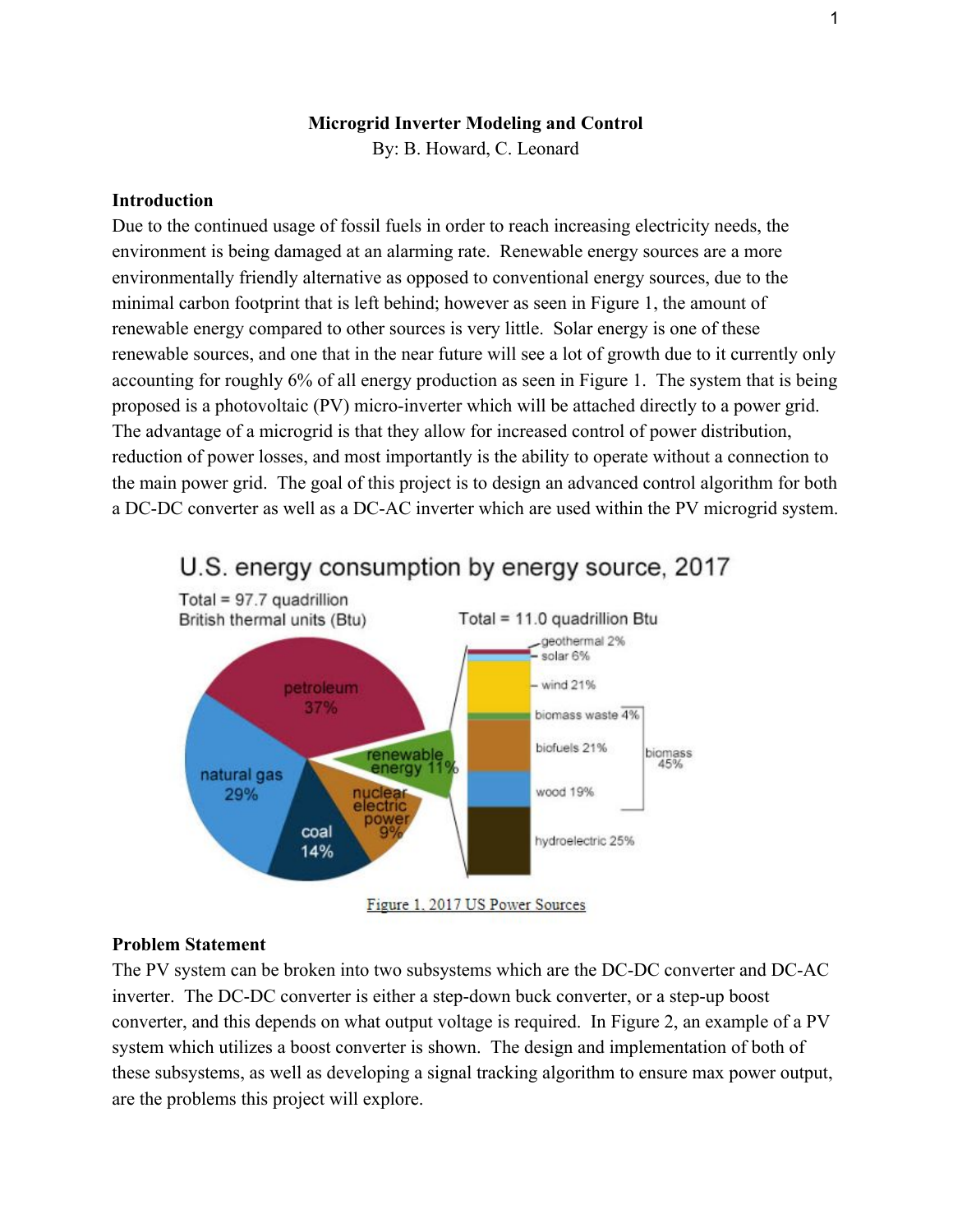**Microgrid Inverter Modeling and Control**

By: B. Howard, C. Leonard

**Introduction**

Due to the continued usage of fossil fuels in order to reach increasing electricity needs, the environment is being damaged at an alarming rate. Renewable energy sources are a more environmentally friendly alternative as opposed to conventional energy sources, due to the minimal carbon footprint that is left behind; however as seen in Figure 1, the amount of renewable energy compared to other sources is very little. Solar energy is one of these renewable sources, and one that in the near future will see a lot of growth due to it currently only accounting for roughly 6% of all energy production as seen in Figure 1. The system that is being proposed is a photovoltaic (PV) micro-inverter which will be attached directly to a power grid. The advantage of a microgrid is that they allow for increased control of power distribution, reduction of power losses, and most importantly is the ability to operate without a connection to the main power grid. The goal of this project is to design an advanced control algorithm for both a DC-DC converter as well as a DC-AC inverter which are used within the PV microgrid system.

Figure 1. 2017 US Power Sources

**Problem Statement**

The PV system can be broken into two subsystems which are the DC-DC converter and DC-AC inverter. The DC-DC converter is either a step-down buck converter, or a step-up boost converter, and this depends on what output voltage is required. In Figure 2, an example of a PV system which utilizes a boost converter is shown. The design and implementation of both of these subsystems, as well as developing a signal tracking algorithm to ensure max power output, are the problems this project will explore.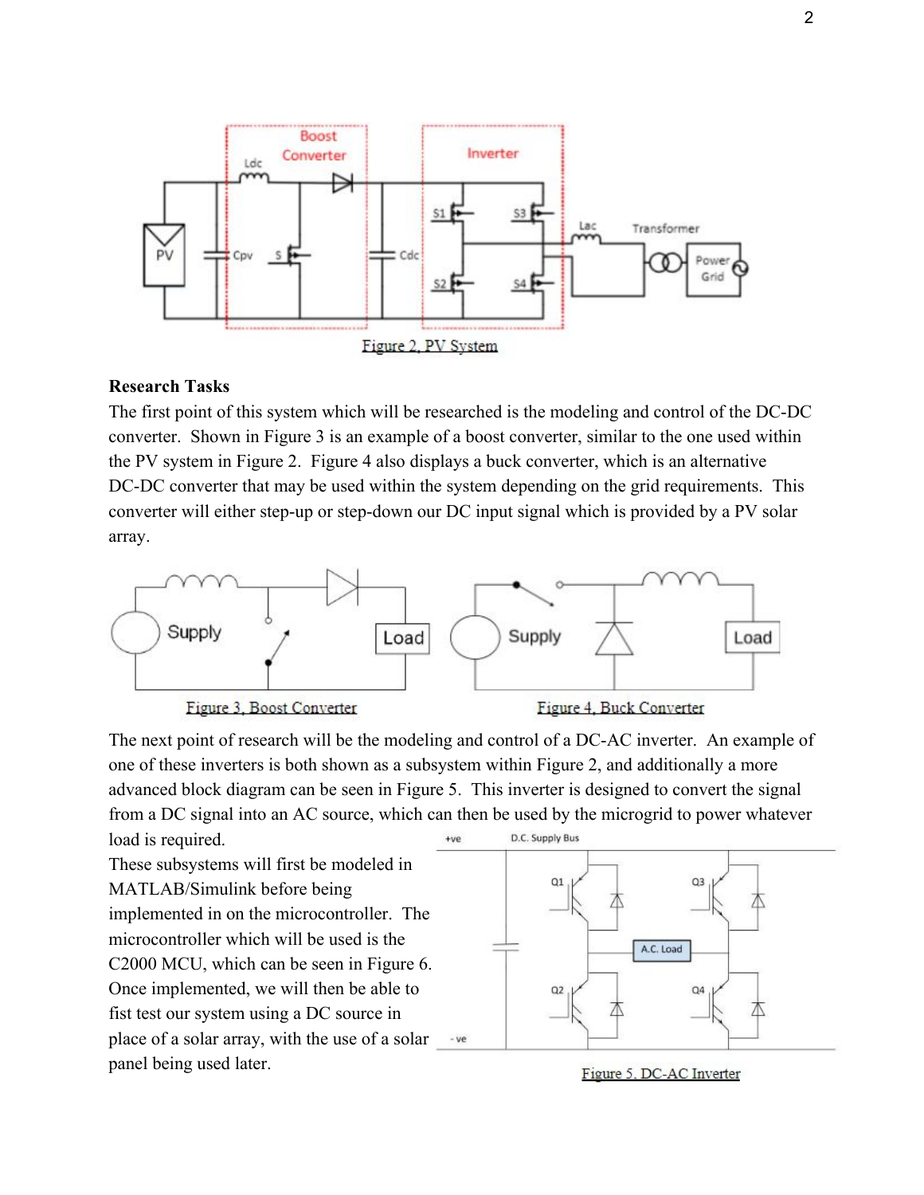Figure 2. PV System

**Research Tasks**

The first point of this system which will be researched is the modeling and control of the DC-DC converter. Shown in Figure 3 is an example of a boost converter, similar to the one used within the PV system in Figure 2. Figure 4 also displays a buck converter, which is an alternative DC-DC converter that may be used within the system depending on the grid requirements. This converter will either step-up or step-down our DC input signal which is provided by a PV solar array.

Figure 3. Boost Converter

Figure 4. Buck Converter

The next point of research will be the modeling and control of a DC-AC inverter. An example of one of these inverters is both shown as a subsystem within Figure 2, and additionally a more advanced block diagram can be seen in Figure 5. This inverter is designed to convert the signal from a DC signal into an AC source, which can then be used by the microgrid to power whatever load is required.

These subsystems will first be modeled in MATLAB/Simulink before being implemented in on the microcontroller. The microcontroller which will be used is the C2000 MCU, which can be seen in Figure 6. Once implemented, we will then be able to fist test our system using a DC source in place of a solar array, with the use of a solar panel being used later.

Figure 5. DC-AC Inverter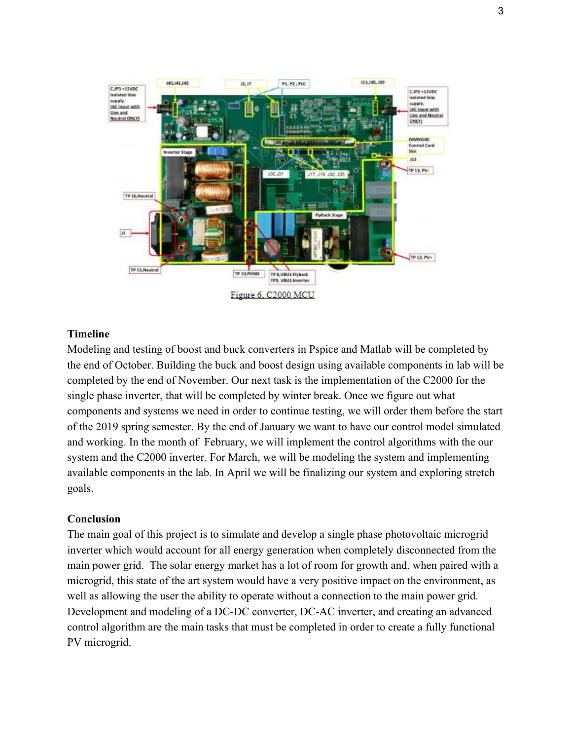Figure 6. C2000 MCU

**Timeline**

Modeling and testing of boost and buck converters in Pspice and Matlab will be completed by the end of October. Building the buck and boost design using available components in lab will be completed by the end of November. Our next task is the implementation of the C2000 for the single phase inverter, that will be completed by winter break. Once we figure out what components and systems we need in order to continue testing, we will order them before the start of the 2019 spring semester. By the end of January we want to have our control model simulated and working. In the month of February, we will implement the control algorithms with the our system and the C2000 inverter. For March, we will be modeling the system and implementing available components in the lab. In April we will be finalizing our system and exploring stretch goals.

**Conclusion**

The main goal of this project is to simulate and develop a single phase photovoltaic microgrid inverter which would account for all energy generation when completely disconnected from the main power grid. The solar energy market has a lot of room for growth and, when paired with a microgrid, this state of the art system would have a very positive impact on the environment, as well as allowing the user the ability to operate without a connection to the main power grid. Development and modeling of a DC-DC converter, DC-AC inverter, and creating an advanced control algorithm are the main tasks that must be completed in order to create a fully functional PV microgrid.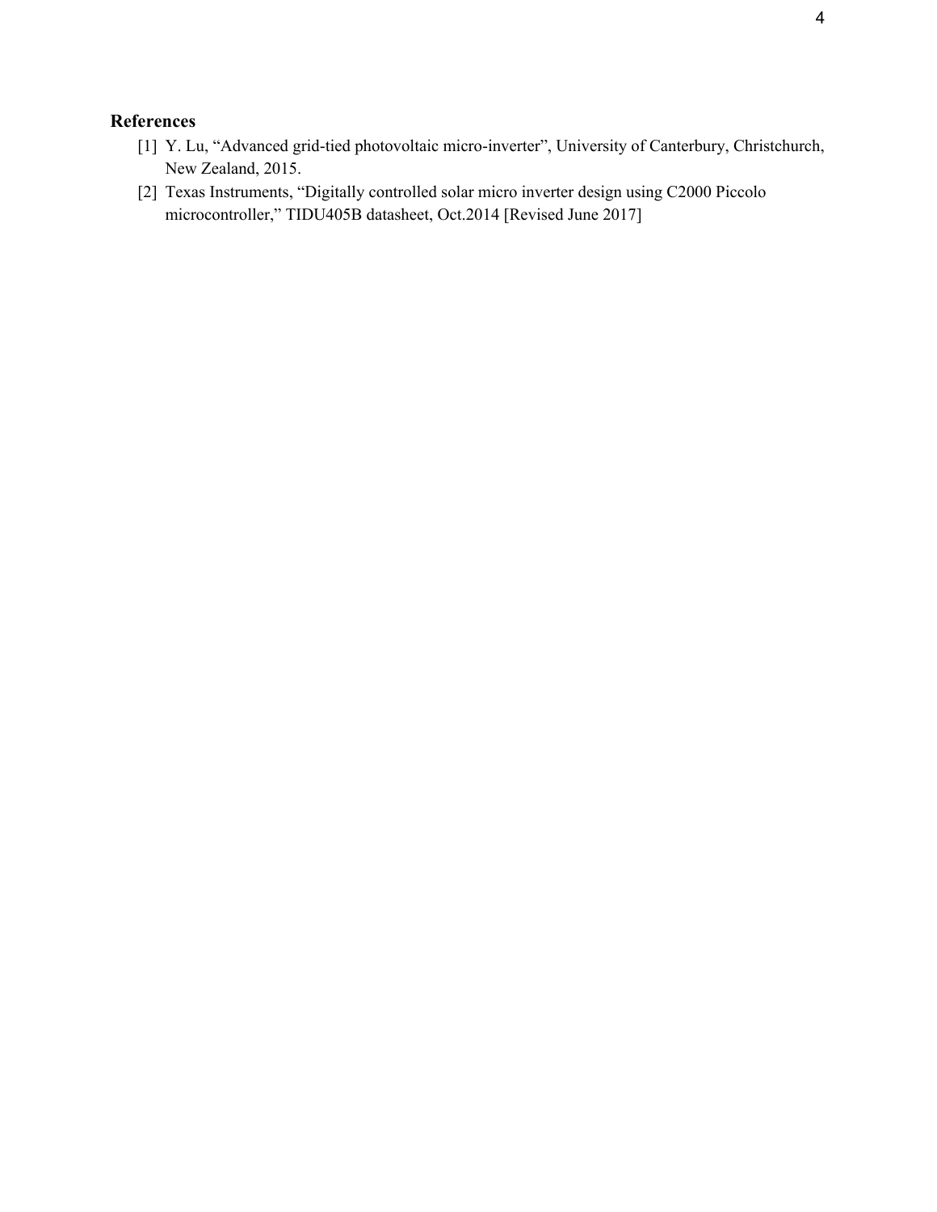## References

[1] Y. Lu, “Advanced grid-tied photovoltaic micro-inverter”, University of Canterbury, Christchurch, New Zealand, 2015.

[2] Texas Instruments, “Digitally controlled solar micro inverter design using C2000 Piccolo microcontroller,” TIDU405B datasheet, Oct.2014 [Revised June 2017]